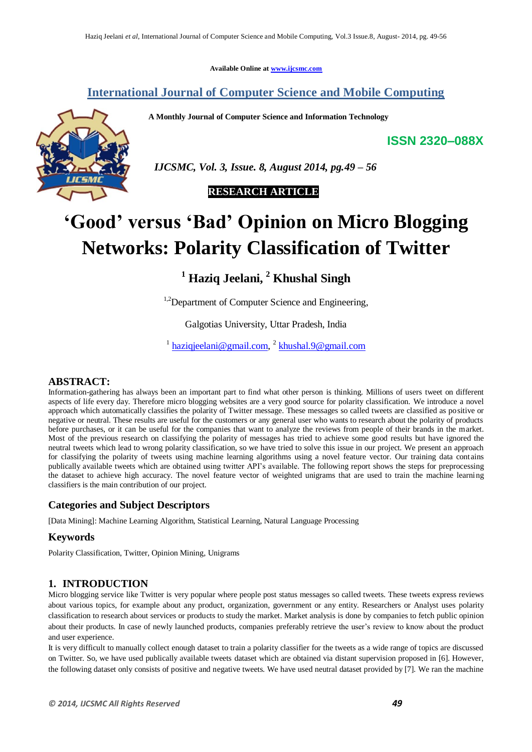Available Online at www.ijcsmc.com

**International Journal of Computer Science and Mobile Computing**

**A Monthly Journal of Computer Science and Information Technology**

**ISSN 2320–088X**

*IJCSMC, Vol. 3, Issue. 8, August 2014, pg.49 – 56*

**RESEARCH ARTICLE**

# 'Good' versus 'Bad' Opinion on Micro Blogging Networks: Polarity Classification of Twitter

**[1] Haziq Jeelani, [2] Khushal Singh**

[1,2]Department of Computer Science and Engineering,

Galgotias University, Uttar Pradesh, India

[1] haziqjeelani@gmail.com, [2] khushal.9@gmail.com

## ABSTRACT:

Information-gathering has always been an important part to find what other person is thinking. Millions of users tweet on different aspects of life every day. Therefore micro blogging websites are a very good source for polarity classification. We introduce a novel approach which automatically classifies the polarity of Twitter message. These messages so called tweets are classified as positive or negative or neutral. These results are useful for the customers or any general user who wants to research about the polarity of products before purchases, or it can be useful for the companies that want to analyze the reviews from people of their brands in the market. Most of the previous research on classifying the polarity of messages has tried to achieve some good results but have ignored the neutral tweets which lead to wrong polarity classification, so we have tried to solve this issue in our project. We present an approach for classifying the polarity of tweets using machine learning algorithms using a novel feature vector. Our training data contains publically available tweets which are obtained using twitter API's available. The following report shows the steps for preprocessing the dataset to achieve high accuracy. The novel feature vector of weighted unigrams that are used to train the machine learning classifiers is the main contribution of our project.

### Categories and Subject Descriptors

[Data Mining]: Machine Learning Algorithm, Statistical Learning, Natural Language Processing

### Keywords

Polarity Classification, Twitter, Opinion Mining, Unigrams

## 1. INTRODUCTION

Micro blogging service like Twitter is very popular where people post status messages so called tweets. These tweets express reviews about various topics, for example about any product, organization, government or any entity. Researchers or Analyst uses polarity classification to research about services or products to study the market. Market analysis is done by companies to fetch public opinion about their products. In case of newly launched products, companies preferably retrieve the user's review to know about the product and user experience.

It is very difficult to manually collect enough dataset to train a polarity classifier for the tweets as a wide range of topics are discussed on Twitter. So, we have used publically available tweets dataset which are obtained via distant supervision proposed in [6]. However, the following dataset only consists of positive and negative tweets. We have used neutral dataset provided by [7]. We ran the machine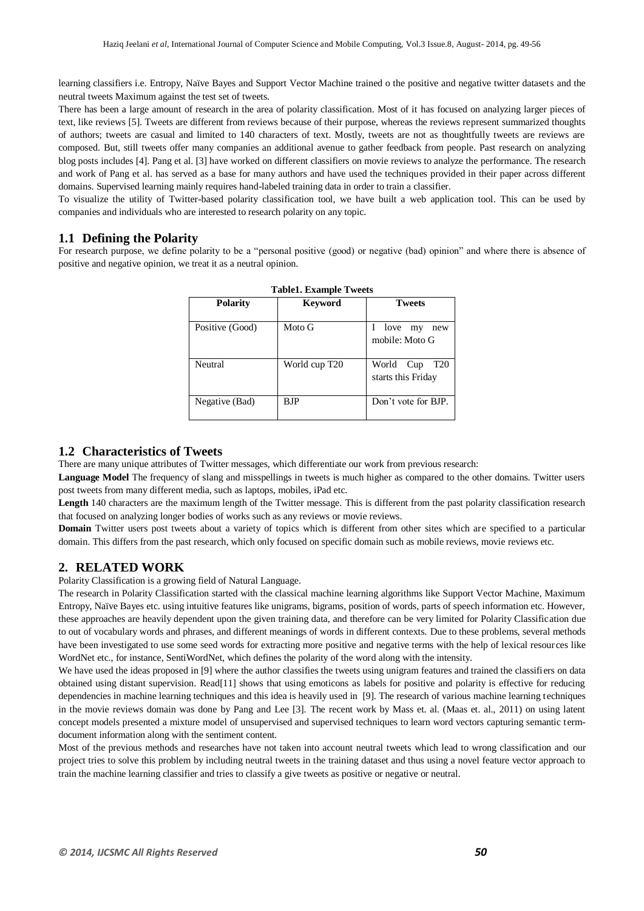learning classifiers i.e. Entropy, Naïve Bayes and Support Vector Machine trained o the positive and negative twitter datasets and the neutral tweets Maximum against the test set of tweets.

There has been a large amount of research in the area of polarity classification. Most of it has focused on analyzing larger pieces of text, like reviews [5]. Tweets are different from reviews because of their purpose, whereas the reviews represent summarized thoughts of authors; tweets are casual and limited to 140 characters of text. Mostly, tweets are not as thoughtfully tweets are reviews are composed. But, still tweets offer many companies an additional avenue to gather feedback from people. Past research on analyzing blog posts includes [4]. Pang et al. [3] have worked on different classifiers on movie reviews to analyze the performance. The research and work of Pang et al. has served as a base for many authors and have used the techniques provided in their paper across different domains. Supervised learning mainly requires hand-labeled training data in order to train a classifier.

To visualize the utility of Twitter-based polarity classification tool, we have built a web application tool. This can be used by companies and individuals who are interested to research polarity on any topic.

## 1.1 Defining the Polarity

For research purpose, we define polarity to be a "personal positive (good) or negative (bad) opinion" and where there is absence of positive and negative opinion, we treat it as a neutral opinion.

**Table1. Example Tweets**

| Polarity | Keyword | Tweets |
|---|---|---|
| Positive (Good) | Moto G | I love my new mobile: Moto G |
| Neutral | World cup T20 | World Cup T20 starts this Friday |
| Negative (Bad) | BJP | Don't vote for BJP. |

## 1.2 Characteristics of Tweets

There are many unique attributes of Twitter messages, which differentiate our work from previous research:

**Language Model** The frequency of slang and misspellings in tweets is much higher as compared to the other domains. Twitter users post tweets from many different media, such as laptops, mobiles, iPad etc.

**Length** 140 characters are the maximum length of the Twitter message. This is different from the past polarity classification research that focused on analyzing longer bodies of works such as any reviews or movie reviews.

**Domain** Twitter users post tweets about a variety of topics which is different from other sites which are specified to a particular domain. This differs from the past research, which only focused on specific domain such as mobile reviews, movie reviews etc.

# 2. RELATED WORK

Polarity Classification is a growing field of Natural Language.

The research in Polarity Classification started with the classical machine learning algorithms like Support Vector Machine, Maximum Entropy, Naïve Bayes etc. using intuitive features like unigrams, bigrams, position of words, parts of speech information etc. However, these approaches are heavily dependent upon the given training data, and therefore can be very limited for Polarity Classification due to out of vocabulary words and phrases, and different meanings of words in different contexts. Due to these problems, several methods have been investigated to use some seed words for extracting more positive and negative terms with the help of lexical resources like WordNet etc., for instance, SentiWordNet, which defines the polarity of the word along with the intensity.

We have used the ideas proposed in [9] where the author classifies the tweets using unigram features and trained the classifiers on data obtained using distant supervision. Read[11] shows that using emoticons as labels for positive and polarity is effective for reducing dependencies in machine learning techniques and this idea is heavily used in [9]. The research of various machine learning techniques in the movie reviews domain was done by Pang and Lee [3]. The recent work by Mass et. al. (Maas et. al., 2011) on using latent concept models presented a mixture model of unsupervised and supervised techniques to learn word vectors capturing semantic term-document information along with the sentiment content.

Most of the previous methods and researches have not taken into account neutral tweets which lead to wrong classification and our project tries to solve this problem by including neutral tweets in the training dataset and thus using a novel feature vector approach to train the machine learning classifier and tries to classify a give tweets as positive or negative or neutral.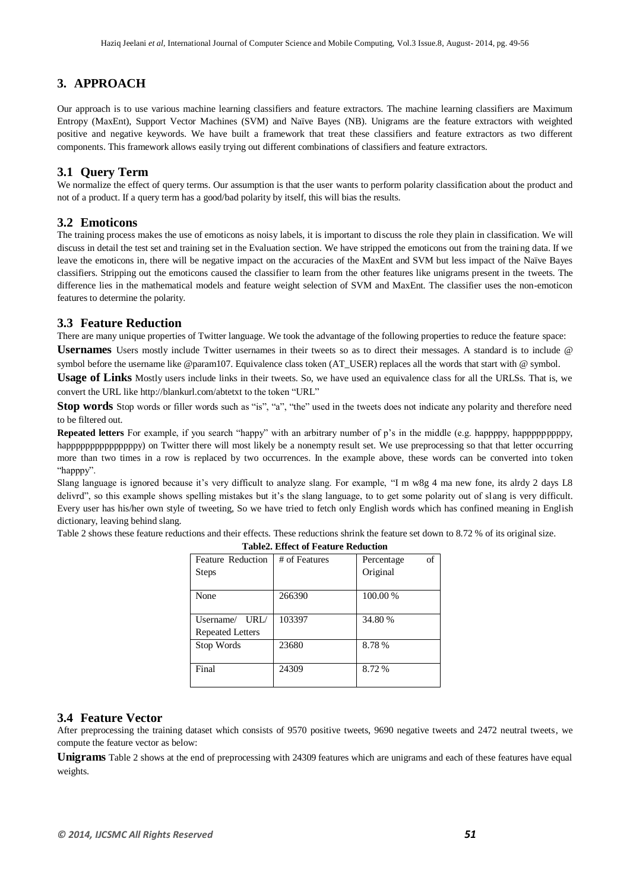## 3. APPROACH

Our approach is to use various machine learning classifiers and feature extractors. The machine learning classifiers are Maximum Entropy (MaxEnt), Support Vector Machines (SVM) and Naïve Bayes (NB). Unigrams are the feature extractors with weighted positive and negative keywords. We have built a framework that treat these classifiers and feature extractors as two different components. This framework allows easily trying out different combinations of classifiers and feature extractors.

### 3.1 Query Term

We normalize the effect of query terms. Our assumption is that the user wants to perform polarity classification about the product and not of a product. If a query term has a good/bad polarity by itself, this will bias the results.

### 3.2 Emoticons

The training process makes the use of emoticons as noisy labels, it is important to discuss the role they plain in classification. We will discuss in detail the test set and training set in the Evaluation section. We have stripped the emoticons out from the training data. If we leave the emoticons in, there will be negative impact on the accuracies of the MaxEnt and SVM but less impact of the Naïve Bayes classifiers. Stripping out the emoticons caused the classifier to learn from the other features like unigrams present in the tweets. The difference lies in the mathematical models and feature weight selection of SVM and MaxEnt. The classifier uses the non-emoticon features to determine the polarity.

### 3.3 Feature Reduction

There are many unique properties of Twitter language. We took the advantage of the following properties to reduce the feature space:

**Usernames** Users mostly include Twitter usernames in their tweets so as to direct their messages. A standard is to include @ symbol before the username like @param107. Equivalence class token (AT_USER) replaces all the words that start with @ symbol.

**Usage of Links** Mostly users include links in their tweets. So, we have used an equivalence class for all the URLSs. That is, we convert the URL like http://blankurl.com/abtetxt to the token "URL"

**Stop words** Stop words or filler words such as "is", "a", "the" used in the tweets does not indicate any polarity and therefore need to be filtered out.

**Repeated letters** For example, if you search "happy" with an arbitrary number of p's in the middle (e.g. happppy, happpppppppy, happpppppppppppppy) on Twitter there will most likely be a nonempty result set. We use preprocessing so that that letter occurring more than two times in a row is replaced by two occurrences. In the example above, these words can be converted into token "happpy".

Slang language is ignored because it's very difficult to analyze slang. For example, "I m w8g 4 ma new fone, its alrdy 2 days L8 delivrd", so this example shows spelling mistakes but it's the slang language, to to get some polarity out of slang is very difficult. Every user has his/her own style of tweeting, So we have tried to fetch only English words which has confined meaning in English dictionary, leaving behind slang.

Table 2 shows these feature reductions and their effects. These reductions shrink the feature set down to 8.72 % of its original size.

**Table2. Effect of Feature Reduction**

| Feature Reduction Steps | # of Features | Percentage of Original |
|---|---|---|
| None | 266390 | 100.00 % |
| Username/ URL/ Repeated Letters | 103397 | 34.80 % |
| Stop Words | 23680 | 8.78 % |
| Final | 24309 | 8.72 % |

### 3.4 Feature Vector

After preprocessing the training dataset which consists of 9570 positive tweets, 9690 negative tweets and 2472 neutral tweets, we compute the feature vector as below:

**Unigrams** Table 2 shows at the end of preprocessing with 24309 features which are unigrams and each of these features have equal weights.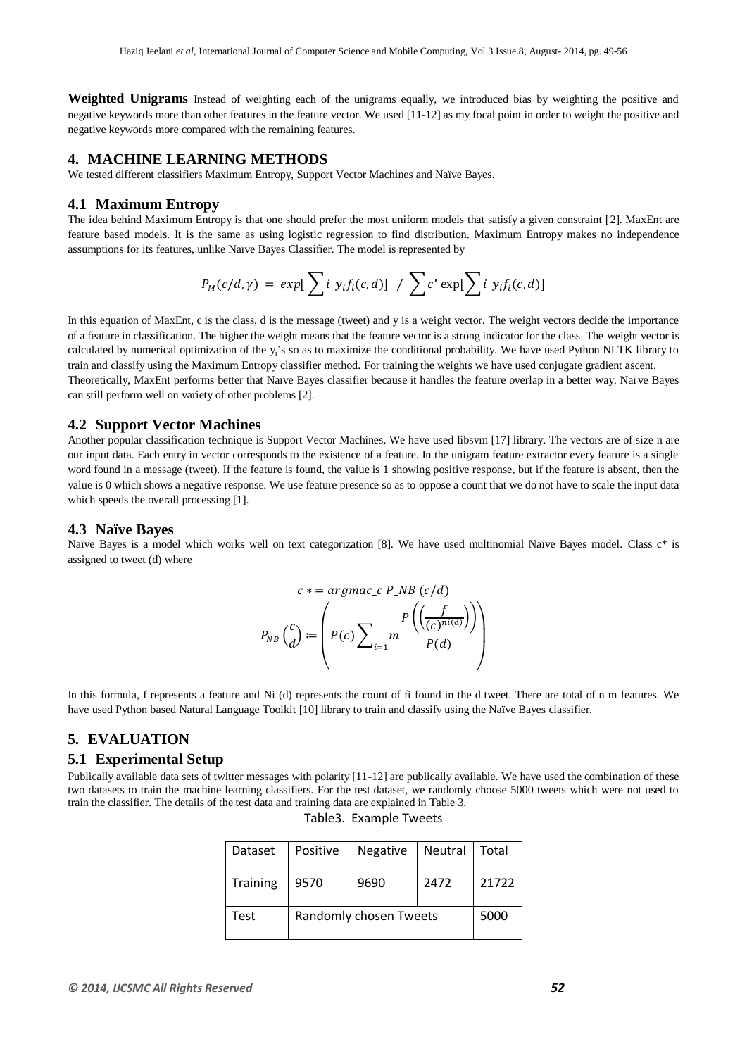**Weighted Unigrams** Instead of weighting each of the unigrams equally, we introduced bias by weighting the positive and negative keywords more than other features in the feature vector. We used [11-12] as my focal point in order to weight the positive and negative keywords more compared with the remaining features.

## 4. MACHINE LEARNING METHODS

We tested different classifiers Maximum Entropy, Support Vector Machines and Naïve Bayes.

### 4.1 Maximum Entropy

The idea behind Maximum Entropy is that one should prefer the most uniform models that satisfy a given constraint [2]. MaxEnt are feature based models. It is the same as using logistic regression to find distribution. Maximum Entropy makes no independence assumptions for its features, unlike Naïve Bayes Classifier. The model is represented by

$$P_M(c/d, \gamma) = exp[\sum i \; y_i f_i(c,d)] \; / \; \sum c' \exp[\sum i \; y_i f_i(c,d)]$$

In this equation of MaxEnt, c is the class, d is the message (tweet) and y is a weight vector. The weight vectors decide the importance of a feature in classification. The higher the weight means that the feature vector is a strong indicator for the class. The weight vector is calculated by numerical optimization of the $y_i$'s so as to maximize the conditional probability. We have used Python NLTK library to train and classify using the Maximum Entropy classifier method. For training the weights we have used conjugate gradient ascent.
Theoretically, MaxEnt performs better that Naïve Bayes classifier because it handles the feature overlap in a better way. Naïve Bayes can still perform well on variety of other problems [2].

### 4.2 Support Vector Machines

Another popular classification technique is Support Vector Machines. We have used libsvm [17] library. The vectors are of size n are our input data. Each entry in vector corresponds to the existence of a feature. In the unigram feature extractor every feature is a single word found in a message (tweet). If the feature is found, the value is 1 showing positive response, but if the feature is absent, then the value is 0 which shows a negative response. We use feature presence so as to oppose a count that we do not have to scale the input data which speeds the overall processing [1].

### 4.3 Naïve Bayes

Naïve Bayes is a model which works well on text categorization [8]. We have used multinomial Naïve Bayes model. Class c* is assigned to tweet (d) where

$$c* = argmac\_c \; P\_NB \; (c/d)$$

$$P_{NB}\left(\frac{c}{d}\right) := \left( P(c) \sum_{i=1} m \frac{P\left(\left(\frac{f}{(c)^{ni(\mathrm{d})}}\right)\right)}{P(d)} \right)$$

In this formula, f represents a feature and Ni (d) represents the count of fi found in the d tweet. There are total of n m features. We have used Python based Natural Language Toolkit [10] library to train and classify using the Naïve Bayes classifier.

## 5. EVALUATION

### 5.1 Experimental Setup

Publically available data sets of twitter messages with polarity [11-12] are publically available. We have used the combination of these two datasets to train the machine learning classifiers. For the test dataset, we randomly choose 5000 tweets which were not used to train the classifier. The details of the test data and training data are explained in Table 3.

Table3. Example Tweets

| Dataset | Positive | Negative | Neutral | Total |
|---|---|---|---|---|
| Training | 9570 | 9690 | 2472 | 21722 |
| Test | Randomly chosen Tweets | | | 5000 |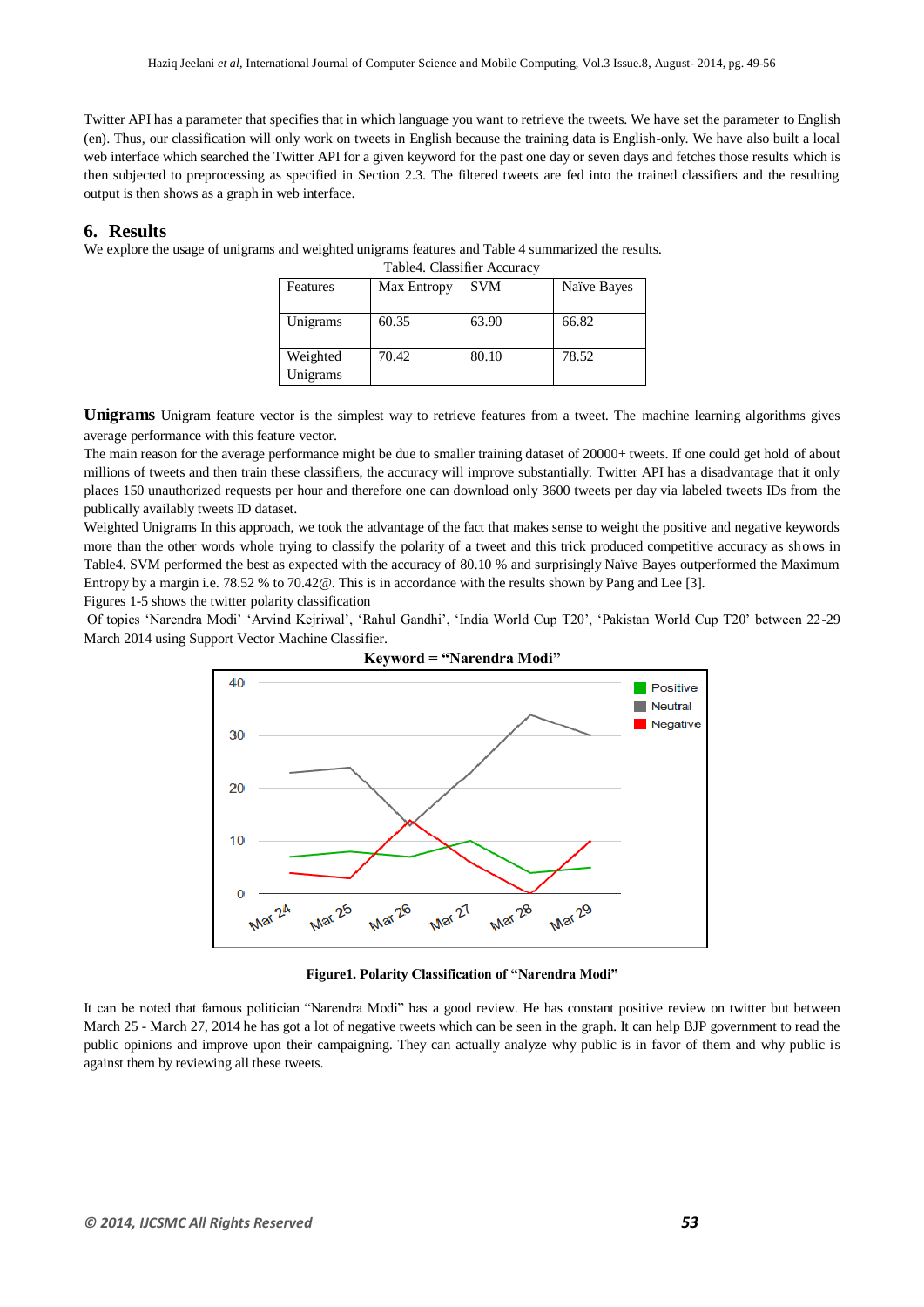Twitter API has a parameter that specifies that in which language you want to retrieve the tweets. We have set the parameter to English (en). Thus, our classification will only work on tweets in English because the training data is English-only. We have also built a local web interface which searched the Twitter API for a given keyword for the past one day or seven days and fetches those results which is then subjected to preprocessing as specified in Section 2.3. The filtered tweets are fed into the trained classifiers and the resulting output is then shows as a graph in web interface.

## 6. Results

We explore the usage of unigrams and weighted unigrams features and Table 4 summarized the results.

Table4. Classifier Accuracy

| Features | Max Entropy | SVM | Naïve Bayes |
|---|---|---|---|
| Unigrams | 60.35 | 63.90 | 66.82 |
| Weighted Unigrams | 70.42 | 80.10 | 78.52 |

**Unigrams** Unigram feature vector is the simplest way to retrieve features from a tweet. The machine learning algorithms gives average performance with this feature vector.

The main reason for the average performance might be due to smaller training dataset of 20000+ tweets. If one could get hold of about millions of tweets and then train these classifiers, the accuracy will improve substantially. Twitter API has a disadvantage that it only places 150 unauthorized requests per hour and therefore one can download only 3600 tweets per day via labeled tweets IDs from the publically availably tweets ID dataset.

Weighted Unigrams In this approach, we took the advantage of the fact that makes sense to weight the positive and negative keywords more than the other words whole trying to classify the polarity of a tweet and this trick produced competitive accuracy as shows in Table4. SVM performed the best as expected with the accuracy of 80.10 % and surprisingly Naïve Bayes outperformed the Maximum Entropy by a margin i.e. 78.52 % to 70.42@. This is in accordance with the results shown by Pang and Lee [3].

Figures 1-5 shows the twitter polarity classification

Of topics 'Narendra Modi' 'Arvind Kejriwal', 'Rahul Gandhi', 'India World Cup T20', 'Pakistan World Cup T20' between 22-29 March 2014 using Support Vector Machine Classifier.

**Keyword = "Narendra Modi"**

**Figure1. Polarity Classification of "Narendra Modi"**

It can be noted that famous politician "Narendra Modi" has a good review. He has constant positive review on twitter but between March 25 - March 27, 2014 he has got a lot of negative tweets which can be seen in the graph. It can help BJP government to read the public opinions and improve upon their campaigning. They can actually analyze why public is in favor of them and why public is against them by reviewing all these tweets.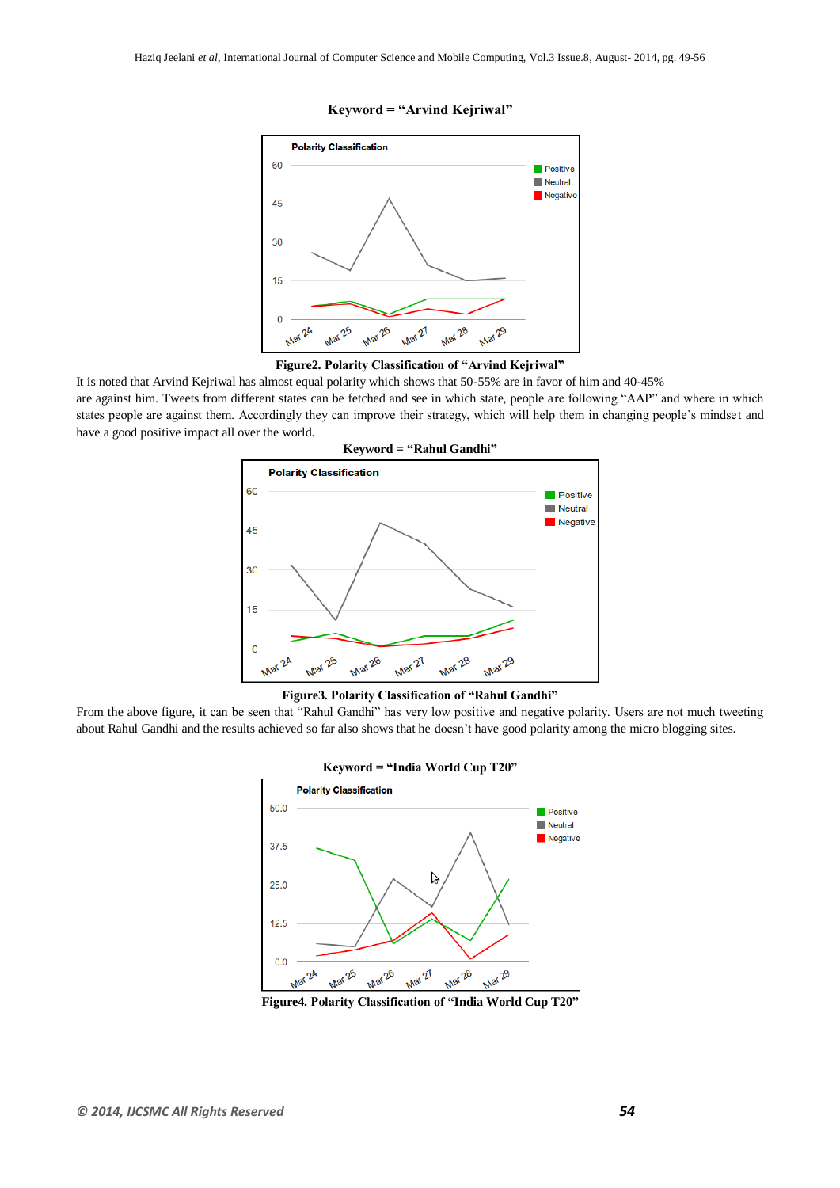Keyword = "Arvind Kejriwal"

Figure2. Polarity Classification of "Arvind Kejriwal"

It is noted that Arvind Kejriwal has almost equal polarity which shows that 50-55% are in favor of him and 40-45% are against him. Tweets from different states can be fetched and see in which state, people are following "AAP" and where in which states people are against them. Accordingly they can improve their strategy, which will help them in changing people's mindset and have a good positive impact all over the world.

Keyword = "Rahul Gandhi"

Figure3. Polarity Classification of "Rahul Gandhi"

From the above figure, it can be seen that "Rahul Gandhi" has very low positive and negative polarity. Users are not much tweeting about Rahul Gandhi and the results achieved so far also shows that he doesn't have good polarity among the micro blogging sites.

Keyword = "India World Cup T20"

Figure4. Polarity Classification of "India World Cup T20"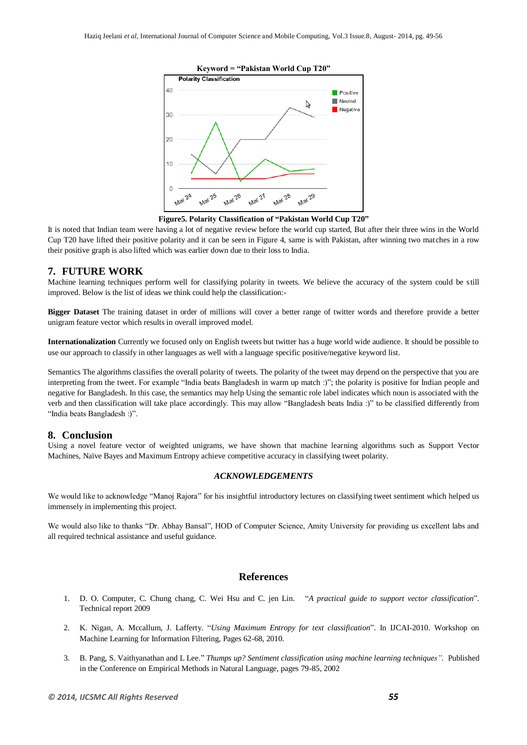Keyword = "Pakistan World Cup T20"

**Figure5. Polarity Classification of "Pakistan World Cup T20"**

It is noted that Indian team were having a lot of negative review before the world cup started, But after their three wins in the World Cup T20 have lifted their positive polarity and it can be seen in Figure 4, same is with Pakistan, after winning two matches in a row their positive graph is also lifted which was earlier down due to their loss to India.

## 7. FUTURE WORK

Machine learning techniques perform well for classifying polarity in tweets. We believe the accuracy of the system could be still improved. Below is the list of ideas we think could help the classification:-

**Bigger Dataset** The training dataset in order of millions will cover a better range of twitter words and therefore provide a better unigram feature vector which results in overall improved model.

**Internationalization** Currently we focused only on English tweets but twitter has a huge world wide audience. It should be possible to use our approach to classify in other languages as well with a language specific positive/negative keyword list.

Semantics The algorithms classifies the overall polarity of tweets. The polarity of the tweet may depend on the perspective that you are interpreting from the tweet. For example "India beats Bangladesh in warm up match :)"; the polarity is positive for Indian people and negative for Bangladesh. In this case, the semantics may help Using the semantic role label indicates which noun is associated with the verb and then classification will take place accordingly. This may allow "Bangladesh beats India :)" to be classified differently from "India beats Bangladesh :)".

## 8. Conclusion

Using a novel feature vector of weighted unigrams, we have shown that machine learning algorithms such as Support Vector Machines, Naïve Bayes and Maximum Entropy achieve competitive accuracy in classifying tweet polarity.

### *ACKNOWLEDGEMENTS*

We would like to acknowledge "Manoj Rajora" for his insightful introductory lectures on classifying tweet sentiment which helped us immensely in implementing this project.

We would also like to thanks "Dr. Abhay Bansal", HOD of Computer Science, Amity University for providing us excellent labs and all required technical assistance and useful guidance.

## References

1. D. O. Computer, C. Chung chang, C. Wei Hsu and C. jen Lin. "*A practical guide to support vector classification*". Technical report 2009
2. K. Nigan, A. Mccallum, J. Lafferty. "*Using Maximum Entropy for text classification*". In IJCAI-2010. Workshop on Machine Learning for Information Filtering, Pages 62-68, 2010.
3. B. Pang, S. Vaithyanathan and L Lee." *Thumps up? Sentiment classification using machine learning techniques".* Published in the Conference on Empirical Methods in Natural Language, pages 79-85, 2002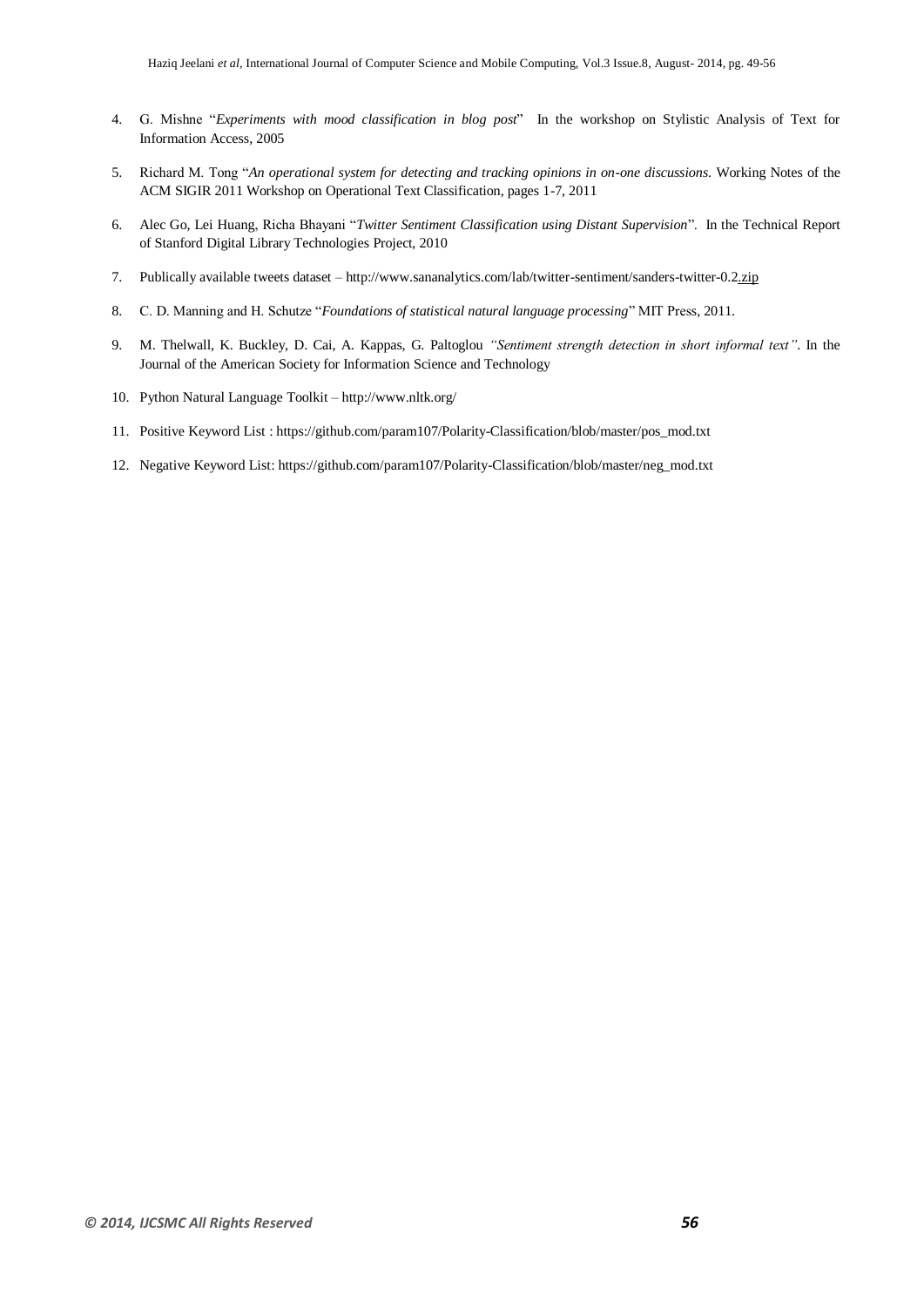4. G. Mishne "*Experiments with mood classification in blog post*" In the workshop on Stylistic Analysis of Text for Information Access, 2005

5. Richard M. Tong "*An operational system for detecting and tracking opinions in on-one discussions.* Working Notes of the ACM SIGIR 2011 Workshop on Operational Text Classification, pages 1-7, 2011

6. Alec Go, Lei Huang, Richa Bhayani "*Twitter Sentiment Classification using Distant Supervision*". In the Technical Report of Stanford Digital Library Technologies Project, 2010

7. Publically available tweets dataset – http://www.sananalytics.com/lab/twitter-sentiment/sanders-twitter-0.2.zip

8. C. D. Manning and H. Schutze "*Foundations of statistical natural language processing*" MIT Press, 2011.

9. M. Thelwall, K. Buckley, D. Cai, A. Kappas, G. Paltoglou *"Sentiment strength detection in short informal text"*. In the Journal of the American Society for Information Science and Technology

10. Python Natural Language Toolkit – http://www.nltk.org/

11. Positive Keyword List : https://github.com/param107/Polarity-Classification/blob/master/pos_mod.txt

12. Negative Keyword List: https://github.com/param107/Polarity-Classification/blob/master/neg_mod.txt